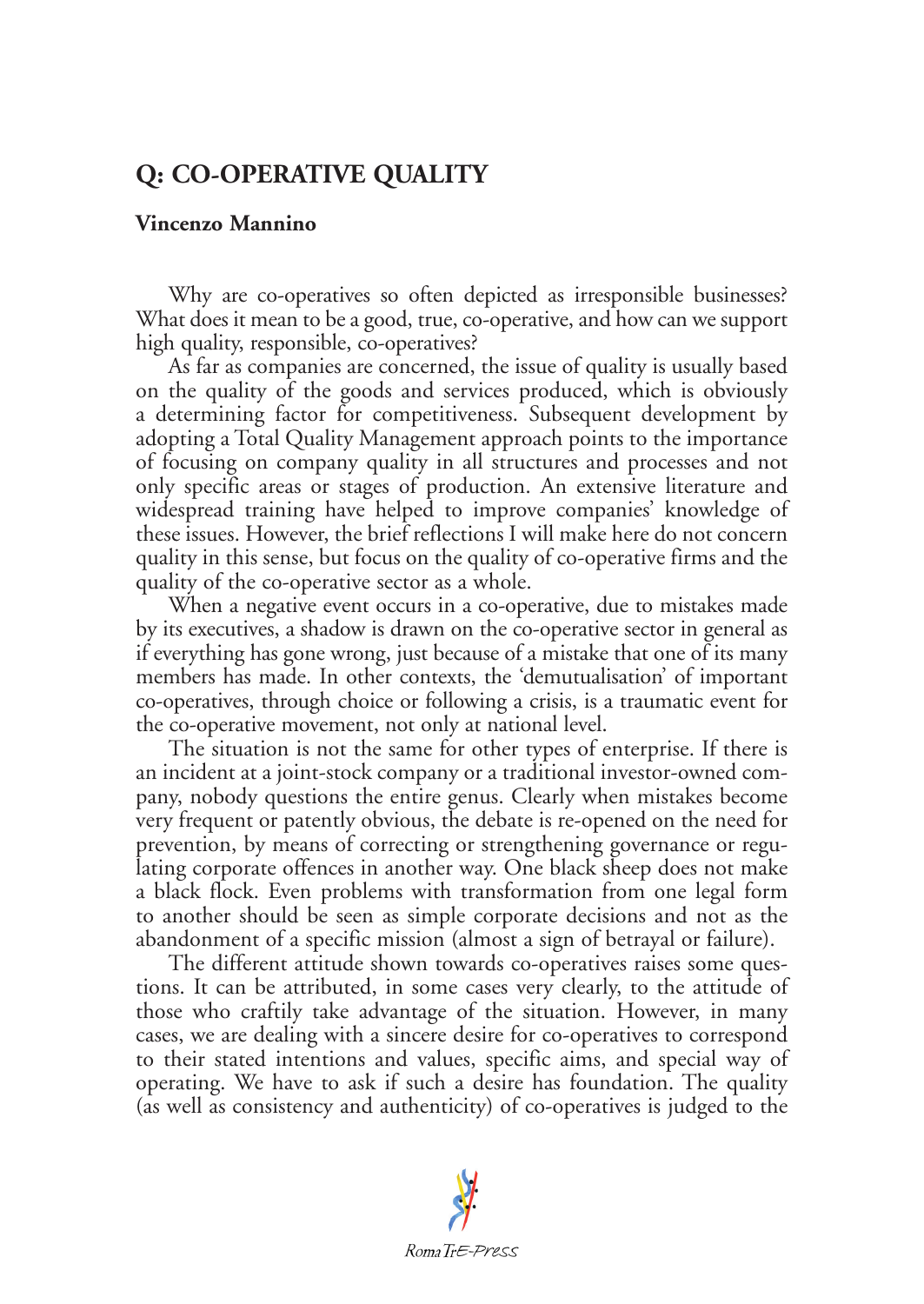# Q: CO-OPERATIVE QUALITY

**Vincenzo Mannino**

Why are co-operatives so often depicted as irresponsible businesses? What does it mean to be a good, true, co-operative, and how can we support high quality, responsible, co-operatives?

As far as companies are concerned, the issue of quality is usually based on the quality of the goods and services produced, which is obviously a determining factor for competitiveness. Subsequent development by adopting a Total Quality Management approach points to the importance of focusing on company quality in all structures and processes and not only specific areas or stages of production. An extensive literature and widespread training have helped to improve companies' knowledge of these issues. However, the brief reflections I will make here do not concern quality in this sense, but focus on the quality of co-operative firms and the quality of the co-operative sector as a whole.

When a negative event occurs in a co-operative, due to mistakes made by its executives, a shadow is drawn on the co-operative sector in general as if everything has gone wrong, just because of a mistake that one of its many members has made. In other contexts, the 'demutualisation' of important co-operatives, through choice or following a crisis, is a traumatic event for the co-operative movement, not only at national level.

The situation is not the same for other types of enterprise. If there is an incident at a joint-stock company or a traditional investor-owned company, nobody questions the entire genus. Clearly when mistakes become very frequent or patently obvious, the debate is re-opened on the need for prevention, by means of correcting or strengthening governance or regulating corporate offences in another way. One black sheep does not make a black flock. Even problems with transformation from one legal form to another should be seen as simple corporate decisions and not as the abandonment of a specific mission (almost a sign of betrayal or failure).

The different attitude shown towards co-operatives raises some questions. It can be attributed, in some cases very clearly, to the attitude of those who craftily take advantage of the situation. However, in many cases, we are dealing with a sincere desire for co-operatives to correspond to their stated intentions and values, specific aims, and special way of operating. We have to ask if such a desire has foundation. The quality (as well as consistency and authenticity) of co-operatives is judged to the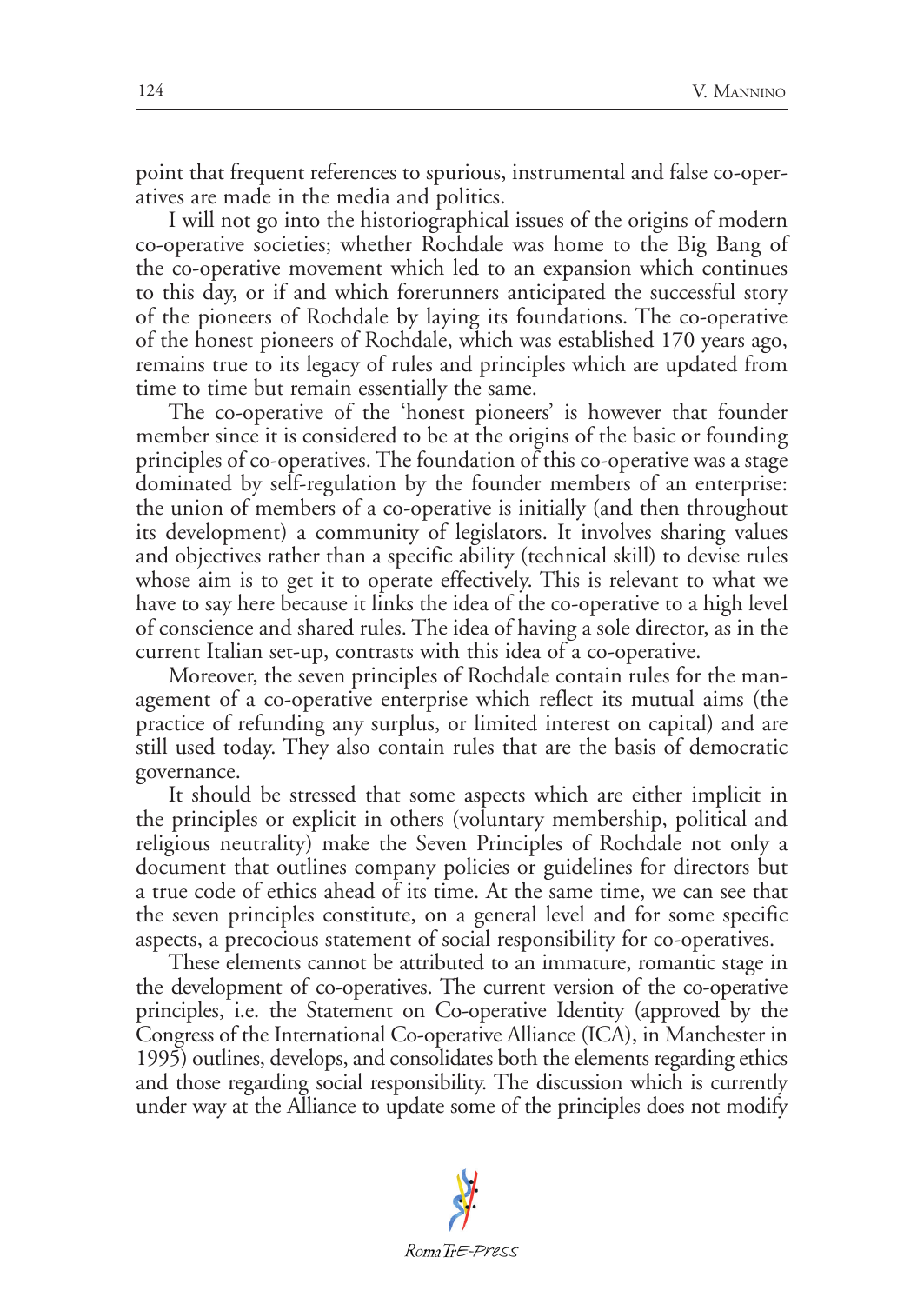point that frequent references to spurious, instrumental and false co-operatives are made in the media and politics.

I will not go into the historiographical issues of the origins of modern co-operative societies; whether Rochdale was home to the Big Bang of the co-operative movement which led to an expansion which continues to this day, or if and which forerunners anticipated the successful story of the pioneers of Rochdale by laying its foundations. The co-operative of the honest pioneers of Rochdale, which was established 170 years ago, remains true to its legacy of rules and principles which are updated from time to time but remain essentially the same.

The co-operative of the 'honest pioneers' is however that founder member since it is considered to be at the origins of the basic or founding principles of co-operatives. The foundation of this co-operative was a stage dominated by self-regulation by the founder members of an enterprise: the union of members of a co-operative is initially (and then throughout its development) a community of legislators. It involves sharing values and objectives rather than a specific ability (technical skill) to devise rules whose aim is to get it to operate effectively. This is relevant to what we have to say here because it links the idea of the co-operative to a high level of conscience and shared rules. The idea of having a sole director, as in the current Italian set-up, contrasts with this idea of a co-operative.

Moreover, the seven principles of Rochdale contain rules for the management of a co-operative enterprise which reflect its mutual aims (the practice of refunding any surplus, or limited interest on capital) and are still used today. They also contain rules that are the basis of democratic governance.

It should be stressed that some aspects which are either implicit in the principles or explicit in others (voluntary membership, political and religious neutrality) make the Seven Principles of Rochdale not only a document that outlines company policies or guidelines for directors but a true code of ethics ahead of its time. At the same time, we can see that the seven principles constitute, on a general level and for some specific aspects, a precocious statement of social responsibility for co-operatives.

These elements cannot be attributed to an immature, romantic stage in the development of co-operatives. The current version of the co-operative principles, i.e. the Statement on Co-operative Identity (approved by the Congress of the International Co-operative Alliance (ICA), in Manchester in 1995) outlines, develops, and consolidates both the elements regarding ethics and those regarding social responsibility. The discussion which is currently under way at the Alliance to update some of the principles does not modify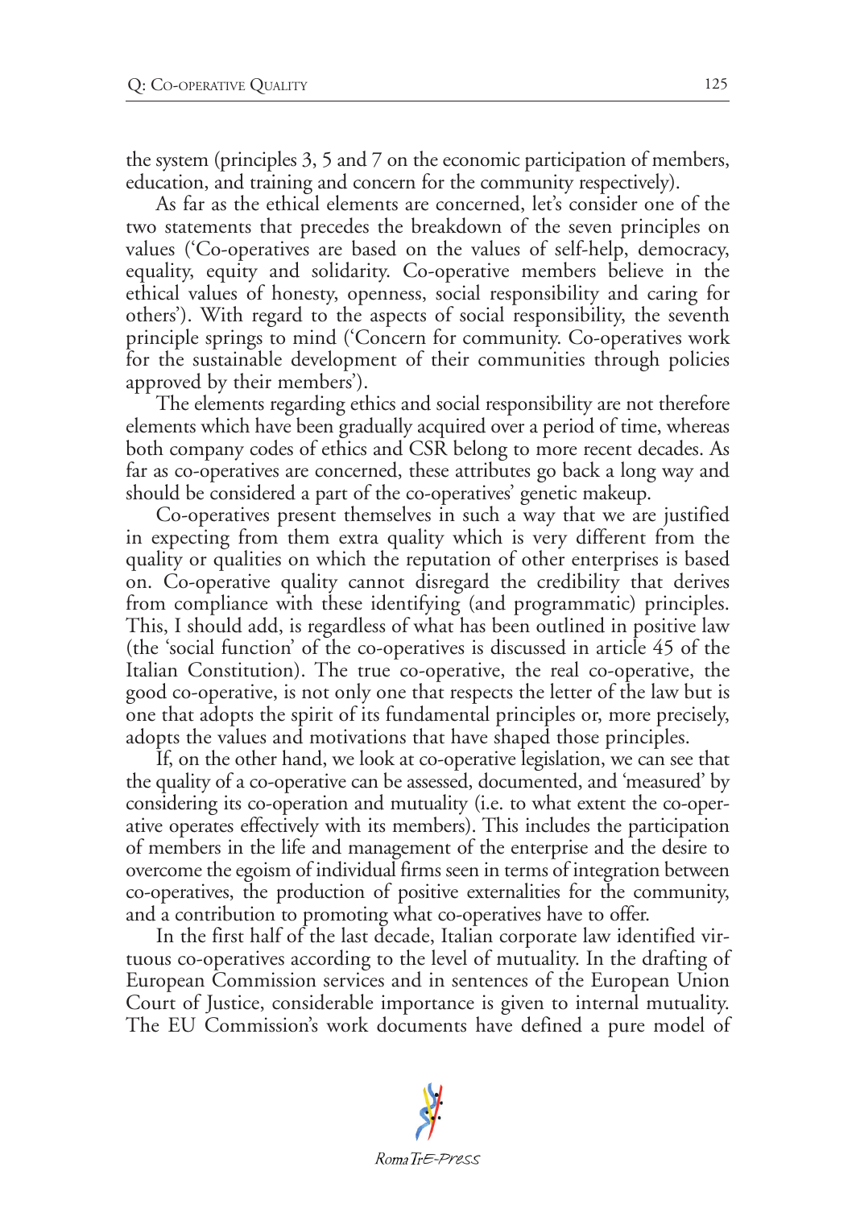the system (principles 3, 5 and 7 on the economic participation of members, education, and training and concern for the community respectively).

As far as the ethical elements are concerned, let's consider one of the two statements that precedes the breakdown of the seven principles on values ('Co-operatives are based on the values of self-help, democracy, equality, equity and solidarity. Co-operative members believe in the ethical values of honesty, openness, social responsibility and caring for others'). With regard to the aspects of social responsibility, the seventh principle springs to mind ('Concern for community. Co-operatives work for the sustainable development of their communities through policies approved by their members').

The elements regarding ethics and social responsibility are not therefore elements which have been gradually acquired over a period of time, whereas both company codes of ethics and CSR belong to more recent decades. As far as co-operatives are concerned, these attributes go back a long way and should be considered a part of the co-operatives' genetic makeup.

Co-operatives present themselves in such a way that we are justified in expecting from them extra quality which is very different from the quality or qualities on which the reputation of other enterprises is based on. Co-operative quality cannot disregard the credibility that derives from compliance with these identifying (and programmatic) principles. This, I should add, is regardless of what has been outlined in positive law (the 'social function' of the co-operatives is discussed in article 45 of the Italian Constitution). The true co-operative, the real co-operative, the good co-operative, is not only one that respects the letter of the law but is one that adopts the spirit of its fundamental principles or, more precisely, adopts the values and motivations that have shaped those principles.

If, on the other hand, we look at co-operative legislation, we can see that the quality of a co-operative can be assessed, documented, and 'measured' by considering its co-operation and mutuality (i.e. to what extent the co-operative operates effectively with its members). This includes the participation of members in the life and management of the enterprise and the desire to overcome the egoism of individual firms seen in terms of integration between co-operatives, the production of positive externalities for the community, and a contribution to promoting what co-operatives have to offer.

In the first half of the last decade, Italian corporate law identified virtuous co-operatives according to the level of mutuality. In the drafting of European Commission services and in sentences of the European Union Court of Justice, considerable importance is given to internal mutuality. The EU Commission's work documents have defined a pure model of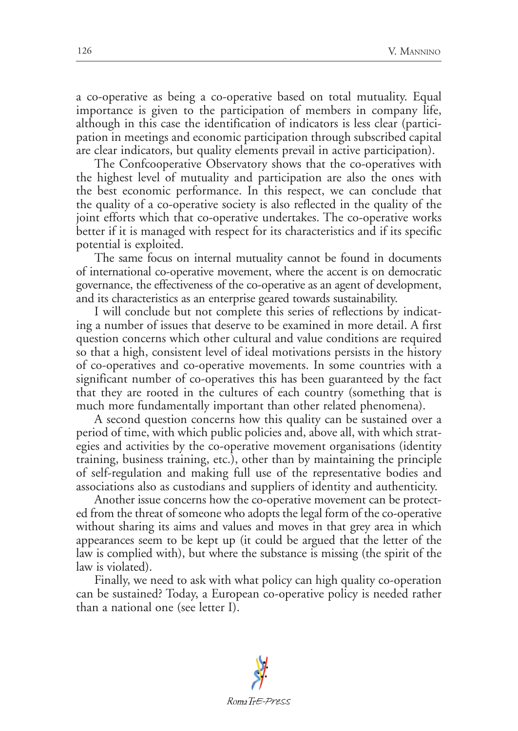a co-operative as being a co-operative based on total mutuality. Equal importance is given to the participation of members in company life, although in this case the identification of indicators is less clear (participation in meetings and economic participation through subscribed capital are clear indicators, but quality elements prevail in active participation).

The Confcooperative Observatory shows that the co-operatives with the highest level of mutuality and participation are also the ones with the best economic performance. In this respect, we can conclude that the quality of a co-operative society is also reflected in the quality of the joint efforts which that co-operative undertakes. The co-operative works better if it is managed with respect for its characteristics and if its specific potential is exploited.

The same focus on internal mutuality cannot be found in documents of international co-operative movement, where the accent is on democratic governance, the effectiveness of the co-operative as an agent of development, and its characteristics as an enterprise geared towards sustainability.

I will conclude but not complete this series of reflections by indicating a number of issues that deserve to be examined in more detail. A first question concerns which other cultural and value conditions are required so that a high, consistent level of ideal motivations persists in the history of co-operatives and co-operative movements. In some countries with a significant number of co-operatives this has been guaranteed by the fact that they are rooted in the cultures of each country (something that is much more fundamentally important than other related phenomena).

A second question concerns how this quality can be sustained over a period of time, with which public policies and, above all, with which strategies and activities by the co-operative movement organisations (identity training, business training, etc.), other than by maintaining the principle of self-regulation and making full use of the representative bodies and associations also as custodians and suppliers of identity and authenticity.

Another issue concerns how the co-operative movement can be protected from the threat of someone who adopts the legal form of the co-operative without sharing its aims and values and moves in that grey area in which appearances seem to be kept up (it could be argued that the letter of the law is complied with), but where the substance is missing (the spirit of the law is violated).

Finally, we need to ask with what policy can high quality co-operation can be sustained? Today, a European co-operative policy is needed rather than a national one (see letter I).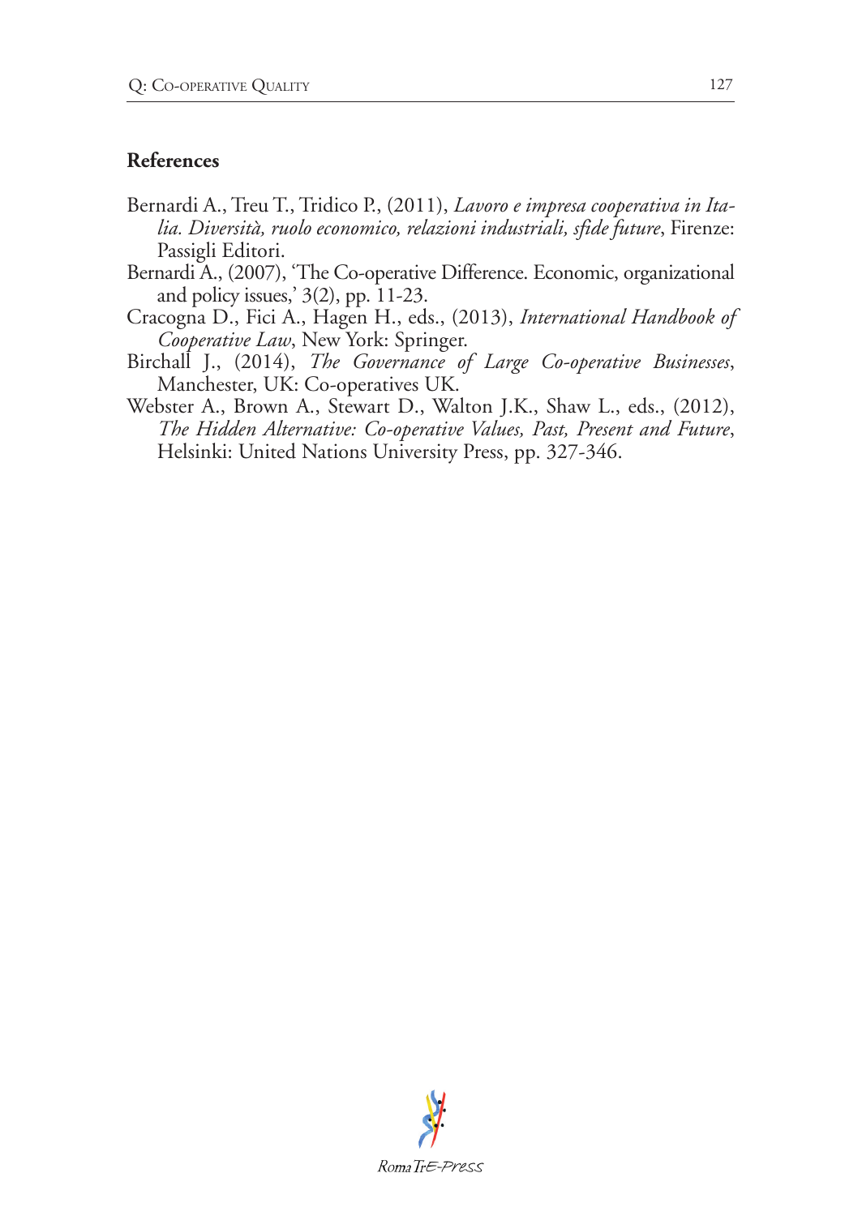## References

Bernardi A., Treu T., Tridico P., (2011), *Lavoro e impresa cooperativa in Italia. Diversità, ruolo economico, relazioni industriali, sfide future*, Firenze: Passigli Editori.

Bernardi A., (2007), 'The Co-operative Difference. Economic, organizational and policy issues,' 3(2), pp. 11-23.

Cracogna D., Fici A., Hagen H., eds., (2013), *International Handbook of Cooperative Law*, New York: Springer.

Birchall J., (2014), *The Governance of Large Co-operative Businesses*, Manchester, UK: Co-operatives UK.

Webster A., Brown A., Stewart D., Walton J.K., Shaw L., eds., (2012), *The Hidden Alternative: Co-operative Values, Past, Present and Future*, Helsinki: United Nations University Press, pp. 327-346.

RomaTrE-Press